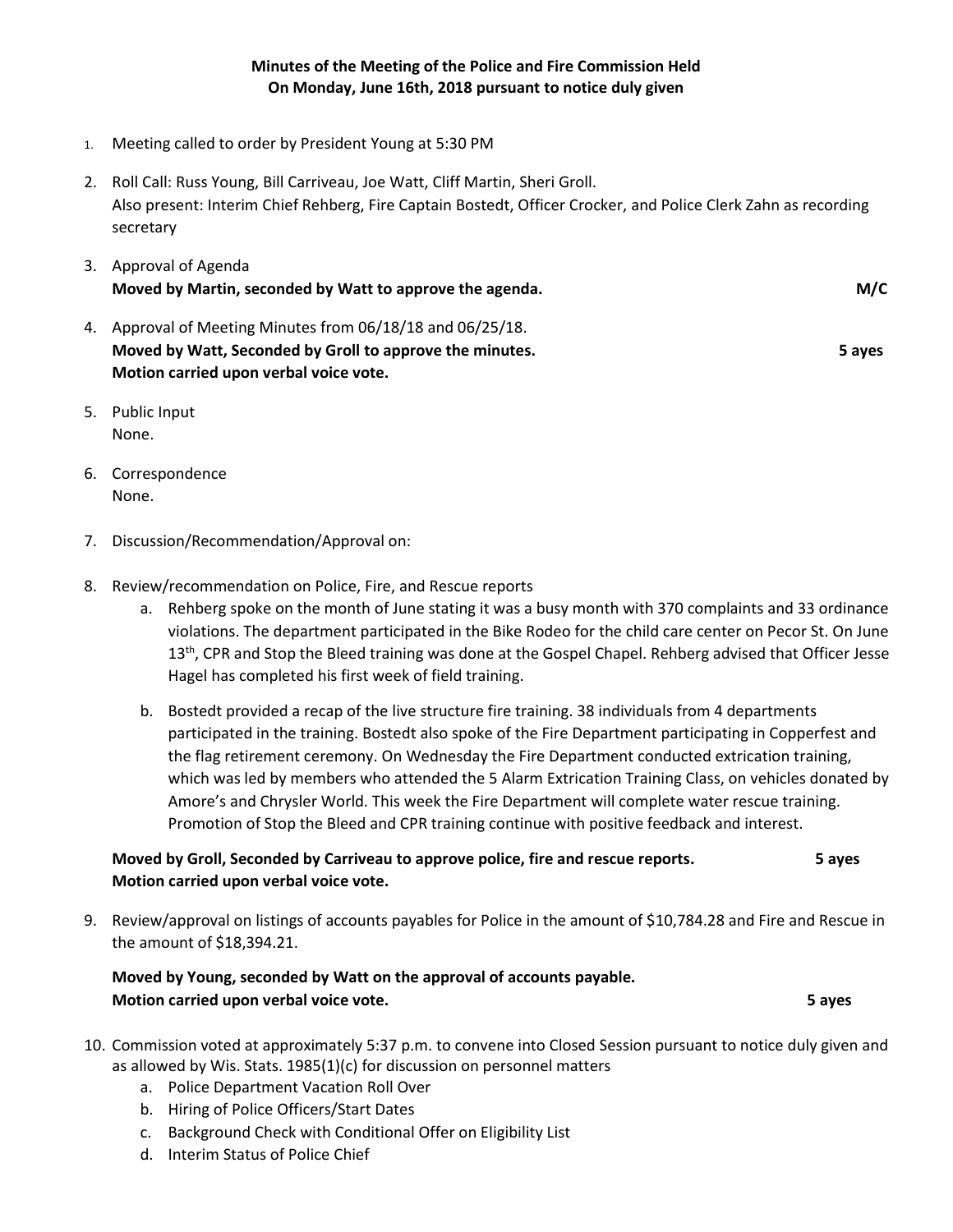**Minutes of the Meeting of the Police and Fire Commission Held**
**On Monday, June 16th, 2018 pursuant to notice duly given**

1. Meeting called to order by President Young at 5:30 PM

2. Roll Call: Russ Young, Bill Carriveau, Joe Watt, Cliff Martin, Sheri Groll.
   Also present: Interim Chief Rehberg, Fire Captain Bostedt, Officer Crocker, and Police Clerk Zahn as recording secretary

3. Approval of Agenda
   **Moved by Martin, seconded by Watt to approve the agenda.** **M/C**

4. Approval of Meeting Minutes from 06/18/18 and 06/25/18.
   **Moved by Watt, Seconded by Groll to approve the minutes.** **5 ayes**
   **Motion carried upon verbal voice vote.**

5. Public Input
   None.

6. Correspondence
   None.

7. Discussion/Recommendation/Approval on:

8. Review/recommendation on Police, Fire, and Rescue reports
   a. Rehberg spoke on the month of June stating it was a busy month with 370 complaints and 33 ordinance violations. The department participated in the Bike Rodeo for the child care center on Pecor St. On June 13th, CPR and Stop the Bleed training was done at the Gospel Chapel. Rehberg advised that Officer Jesse Hagel has completed his first week of field training.
   b. Bostedt provided a recap of the live structure fire training. 38 individuals from 4 departments participated in the training. Bostedt also spoke of the Fire Department participating in Copperfest and the flag retirement ceremony. On Wednesday the Fire Department conducted extrication training, which was led by members who attended the 5 Alarm Extrication Training Class, on vehicles donated by Amore's and Chrysler World. This week the Fire Department will complete water rescue training. Promotion of Stop the Bleed and CPR training continue with positive feedback and interest.

   **Moved by Groll, Seconded by Carriveau to approve police, fire and rescue reports.** **5 ayes**
   **Motion carried upon verbal voice vote.**

9. Review/approval on listings of accounts payables for Police in the amount of $10,784.28 and Fire and Rescue in the amount of $18,394.21.

   **Moved by Young, seconded by Watt on the approval of accounts payable.**
   **Motion carried upon verbal voice vote.** **5 ayes**

10. Commission voted at approximately 5:37 p.m. to convene into Closed Session pursuant to notice duly given and as allowed by Wis. Stats. 1985(1)(c) for discussion on personnel matters
    a. Police Department Vacation Roll Over
    b. Hiring of Police Officers/Start Dates
    c. Background Check with Conditional Offer on Eligibility List
    d. Interim Status of Police Chief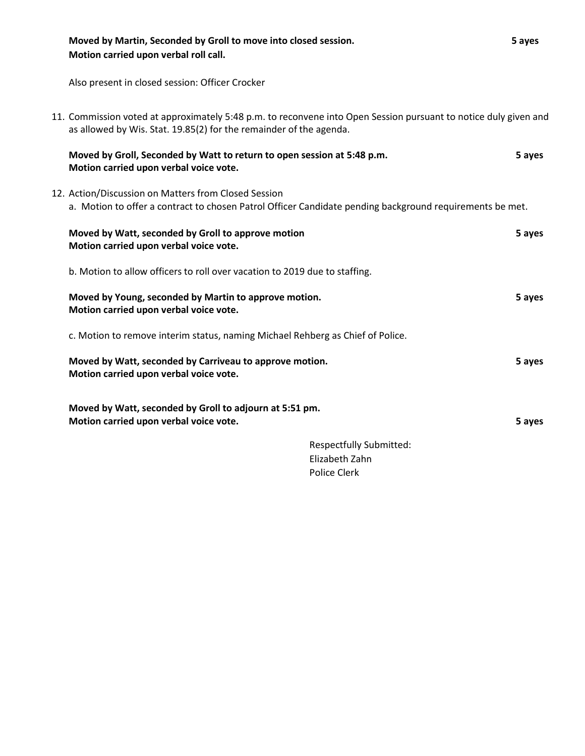**Moved by Martin, Seconded by Groll to move into closed session. 5 ayes**
**Motion carried upon verbal roll call.**

Also present in closed session: Officer Crocker

11. Commission voted at approximately 5:48 p.m. to reconvene into Open Session pursuant to notice duly given and as allowed by Wis. Stat. 19.85(2) for the remainder of the agenda.

**Moved by Groll, Seconded by Watt to return to open session at 5:48 p.m. 5 ayes**
**Motion carried upon verbal voice vote.**

12. Action/Discussion on Matters from Closed Session
    a. Motion to offer a contract to chosen Patrol Officer Candidate pending background requirements be met.

**Moved by Watt, seconded by Groll to approve motion 5 ayes**
**Motion carried upon verbal voice vote.**

b. Motion to allow officers to roll over vacation to 2019 due to staffing.

**Moved by Young, seconded by Martin to approve motion. 5 ayes**
**Motion carried upon verbal voice vote.**

c. Motion to remove interim status, naming Michael Rehberg as Chief of Police.

**Moved by Watt, seconded by Carriveau to approve motion. 5 ayes**
**Motion carried upon verbal voice vote.**

**Moved by Watt, seconded by Groll to adjourn at 5:51 pm.**
**Motion carried upon verbal voice vote. 5 ayes**

Respectfully Submitted:
Elizabeth Zahn
Police Clerk